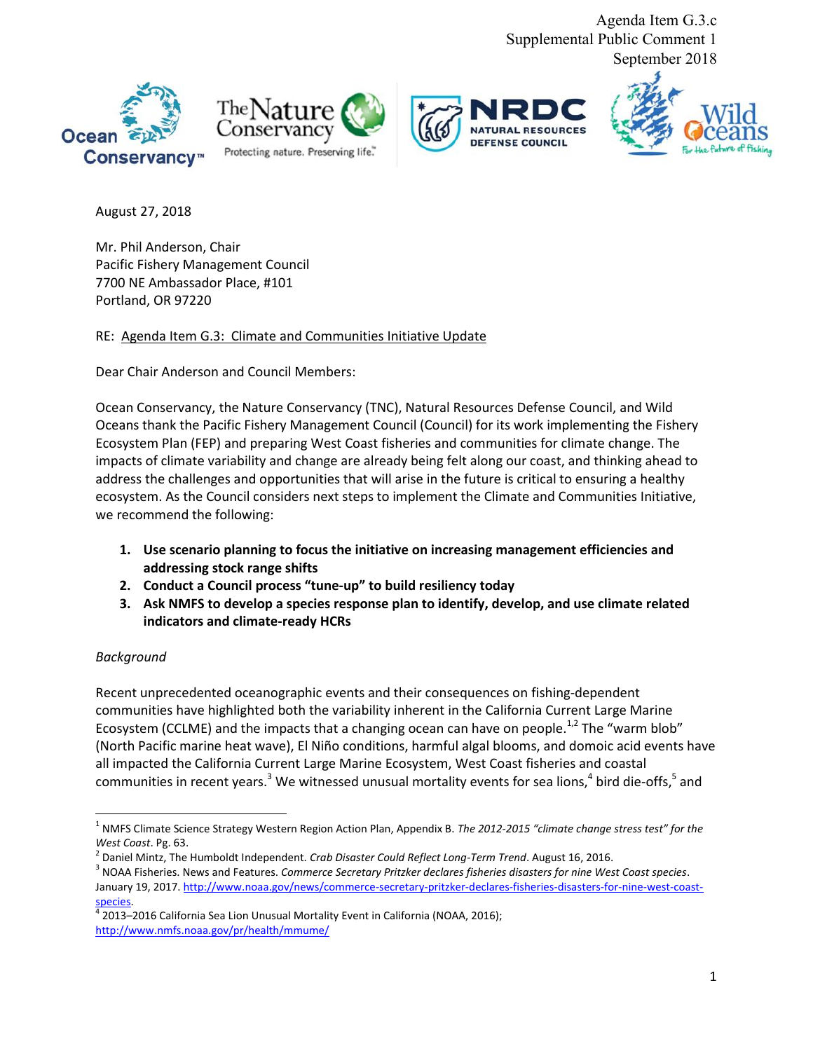Agenda Item G.3.c
Supplemental Public Comment 1
September 2018

August 27, 2018

Mr. Phil Anderson, Chair
Pacific Fishery Management Council
7700 NE Ambassador Place, #101
Portland, OR 97220

RE: Agenda Item G.3: Climate and Communities Initiative Update

Dear Chair Anderson and Council Members:

Ocean Conservancy, the Nature Conservancy (TNC), Natural Resources Defense Council, and Wild Oceans thank the Pacific Fishery Management Council (Council) for its work implementing the Fishery Ecosystem Plan (FEP) and preparing West Coast fisheries and communities for climate change. The impacts of climate variability and change are already being felt along our coast, and thinking ahead to address the challenges and opportunities that will arise in the future is critical to ensuring a healthy ecosystem. As the Council considers next steps to implement the Climate and Communities Initiative, we recommend the following:

1. **Use scenario planning to focus the initiative on increasing management efficiencies and addressing stock range shifts**
2. **Conduct a Council process "tune-up" to build resiliency today**
3. **Ask NMFS to develop a species response plan to identify, develop, and use climate related indicators and climate-ready HCRs**

*Background*

Recent unprecedented oceanographic events and their consequences on fishing-dependent communities have highlighted both the variability inherent in the California Current Large Marine Ecosystem (CCLME) and the impacts that a changing ocean can have on people.[1,2] The "warm blob" (North Pacific marine heat wave), El Niño conditions, harmful algal blooms, and domoic acid events have all impacted the California Current Large Marine Ecosystem, West Coast fisheries and coastal communities in recent years.[3] We witnessed unusual mortality events for sea lions,[4] bird die-offs,[5] and

---

[1] NMFS Climate Science Strategy Western Region Action Plan, Appendix B. *The 2012-2015 "climate change stress test" for the West Coast*. Pg. 63.

[2] Daniel Mintz, The Humboldt Independent. *Crab Disaster Could Reflect Long-Term Trend*. August 16, 2016.

[3] NOAA Fisheries. News and Features. *Commerce Secretary Pritzker declares fisheries disasters for nine West Coast species*. January 19, 2017. http://www.noaa.gov/news/commerce-secretary-pritzker-declares-fisheries-disasters-for-nine-west-coast-species.

[4] 2013–2016 California Sea Lion Unusual Mortality Event in California (NOAA, 2016); http://www.nmfs.noaa.gov/pr/health/mmume/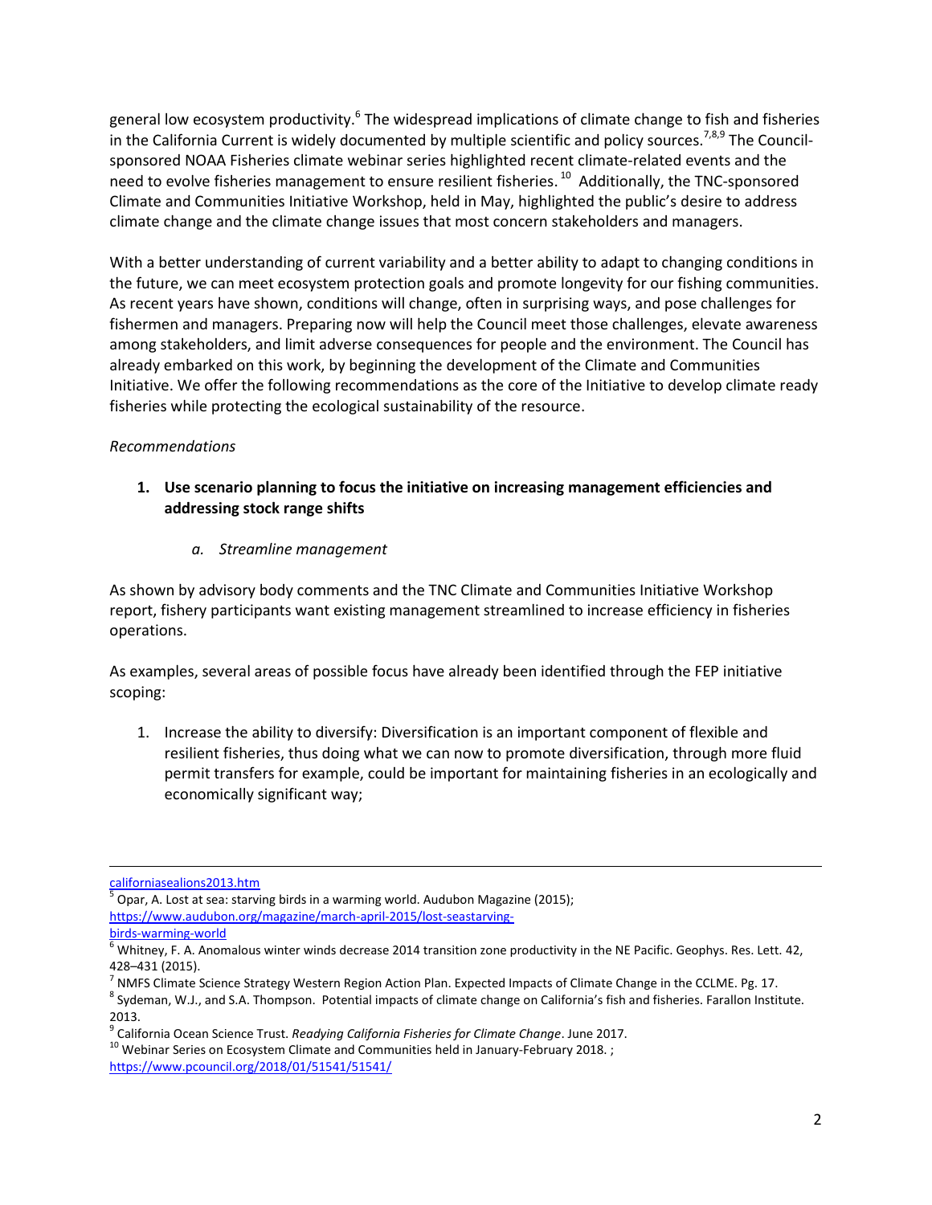general low ecosystem productivity.[6] The widespread implications of climate change to fish and fisheries in the California Current is widely documented by multiple scientific and policy sources.[7,8,9] The Council-sponsored NOAA Fisheries climate webinar series highlighted recent climate-related events and the need to evolve fisheries management to ensure resilient fisheries.[10] Additionally, the TNC-sponsored Climate and Communities Initiative Workshop, held in May, highlighted the public's desire to address climate change and the climate change issues that most concern stakeholders and managers.

With a better understanding of current variability and a better ability to adapt to changing conditions in the future, we can meet ecosystem protection goals and promote longevity for our fishing communities. As recent years have shown, conditions will change, often in surprising ways, and pose challenges for fishermen and managers. Preparing now will help the Council meet those challenges, elevate awareness among stakeholders, and limit adverse consequences for people and the environment. The Council has already embarked on this work, by beginning the development of the Climate and Communities Initiative. We offer the following recommendations as the core of the Initiative to develop climate ready fisheries while protecting the ecological sustainability of the resource.

*Recommendations*

1. **Use scenario planning to focus the initiative on increasing management efficiencies and addressing stock range shifts**

    a. *Streamline management*

As shown by advisory body comments and the TNC Climate and Communities Initiative Workshop report, fishery participants want existing management streamlined to increase efficiency in fisheries operations.

As examples, several areas of possible focus have already been identified through the FEP initiative scoping:

1. Increase the ability to diversify: Diversification is an important component of flexible and resilient fisheries, thus doing what we can now to promote diversification, through more fluid permit transfers for example, could be important for maintaining fisheries in an ecologically and economically significant way;

---

californiasealions2013.htm

[5] Opar, A. Lost at sea: starving birds in a warming world. Audubon Magazine (2015); https://www.audubon.org/magazine/march-april-2015/lost-seastarving-birds-warming-world

[6] Whitney, F. A. Anomalous winter winds decrease 2014 transition zone productivity in the NE Pacific. Geophys. Res. Lett. 42, 428–431 (2015).

[7] NMFS Climate Science Strategy Western Region Action Plan. Expected Impacts of Climate Change in the CCLME. Pg. 17.

[8] Sydeman, W.J., and S.A. Thompson. Potential impacts of climate change on California's fish and fisheries. Farallon Institute. 2013.

[9] California Ocean Science Trust. *Readying California Fisheries for Climate Change*. June 2017.

[10] Webinar Series on Ecosystem Climate and Communities held in January-February 2018. ; https://www.pcouncil.org/2018/01/51541/51541/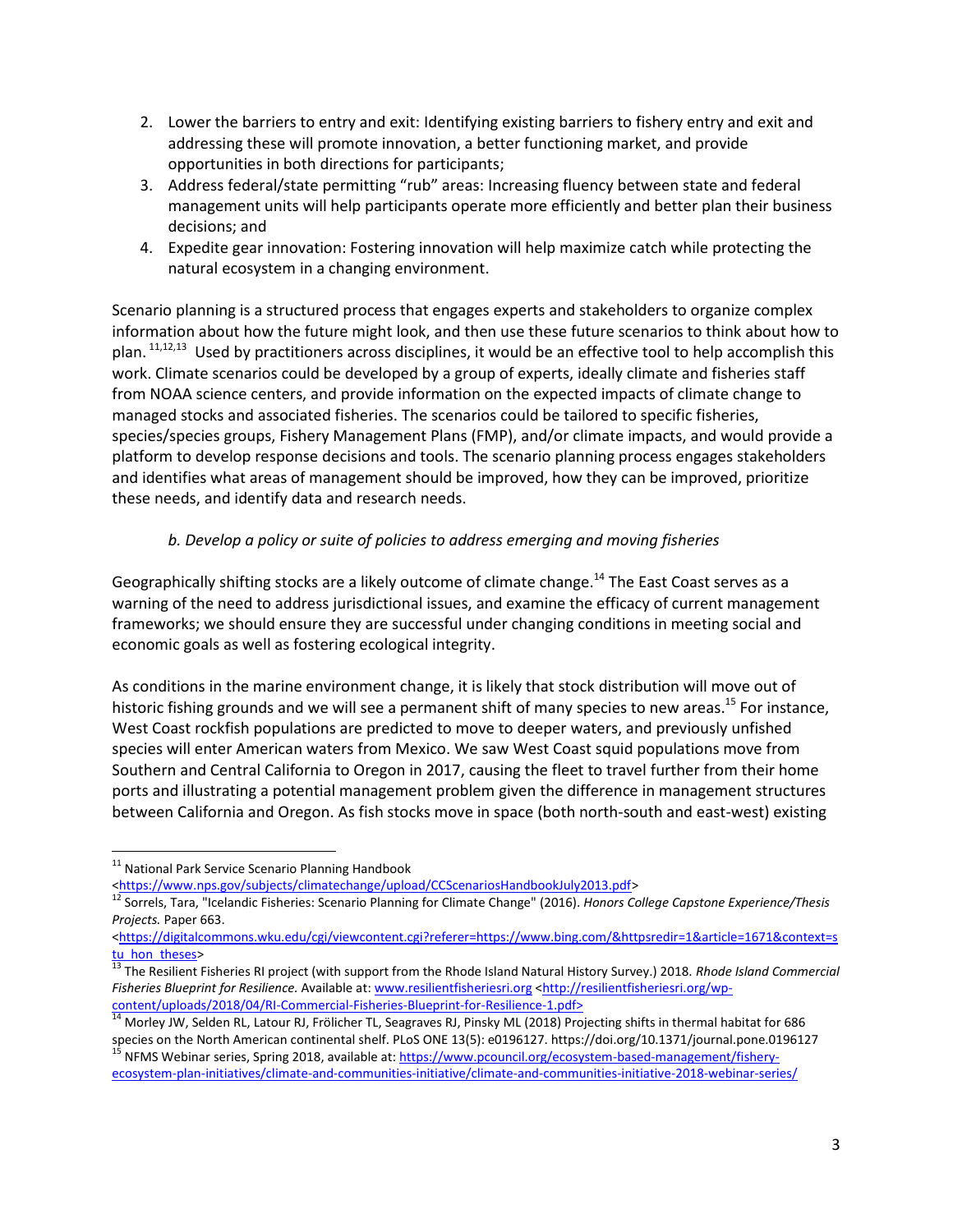2. Lower the barriers to entry and exit: Identifying existing barriers to fishery entry and exit and addressing these will promote innovation, a better functioning market, and provide opportunities in both directions for participants;
3. Address federal/state permitting "rub" areas: Increasing fluency between state and federal management units will help participants operate more efficiently and better plan their business decisions; and
4. Expedite gear innovation: Fostering innovation will help maximize catch while protecting the natural ecosystem in a changing environment.

Scenario planning is a structured process that engages experts and stakeholders to organize complex information about how the future might look, and then use these future scenarios to think about how to plan.[11,12,13] Used by practitioners across disciplines, it would be an effective tool to help accomplish this work. Climate scenarios could be developed by a group of experts, ideally climate and fisheries staff from NOAA science centers, and provide information on the expected impacts of climate change to managed stocks and associated fisheries. The scenarios could be tailored to specific fisheries, species/species groups, Fishery Management Plans (FMP), and/or climate impacts, and would provide a platform to develop response decisions and tools. The scenario planning process engages stakeholders and identifies what areas of management should be improved, how they can be improved, prioritize these needs, and identify data and research needs.

*b. Develop a policy or suite of policies to address emerging and moving fisheries*

Geographically shifting stocks are a likely outcome of climate change.[14] The East Coast serves as a warning of the need to address jurisdictional issues, and examine the efficacy of current management frameworks; we should ensure they are successful under changing conditions in meeting social and economic goals as well as fostering ecological integrity.

As conditions in the marine environment change, it is likely that stock distribution will move out of historic fishing grounds and we will see a permanent shift of many species to new areas.[15] For instance, West Coast rockfish populations are predicted to move to deeper waters, and previously unfished species will enter American waters from Mexico. We saw West Coast squid populations move from Southern and Central California to Oregon in 2017, causing the fleet to travel further from their home ports and illustrating a potential management problem given the difference in management structures between California and Oregon. As fish stocks move in space (both north-south and east-west) existing

---

[11] National Park Service Scenario Planning Handbook <https://www.nps.gov/subjects/climatechange/upload/CCScenariosHandbookJuly2013.pdf>

[12] Sorrels, Tara, "Icelandic Fisheries: Scenario Planning for Climate Change" (2016). *Honors College Capstone Experience/Thesis Projects.* Paper 663. <https://digitalcommons.wku.edu/cgi/viewcontent.cgi?referer=https://www.bing.com/&httpsredir=1&article=1671&context=stu_hon_theses>

[13] The Resilient Fisheries RI project (with support from the Rhode Island Natural History Survey.) 2018. *Rhode Island Commercial Fisheries Blueprint for Resilience.* Available at: www.resilientfisheriesri.org <http://resilientfisheriesri.org/wp-content/uploads/2018/04/RI-Commercial-Fisheries-Blueprint-for-Resilience-1.pdf>

[14] Morley JW, Selden RL, Latour RJ, Frölicher TL, Seagraves RJ, Pinsky ML (2018) Projecting shifts in thermal habitat for 686 species on the North American continental shelf. PLoS ONE 13(5): e0196127. https://doi.org/10.1371/journal.pone.0196127

[15] NFMS Webinar series, Spring 2018, available at: https://www.pcouncil.org/ecosystem-based-management/fishery-ecosystem-plan-initiatives/climate-and-communities-initiative/climate-and-communities-initiative-2018-webinar-series/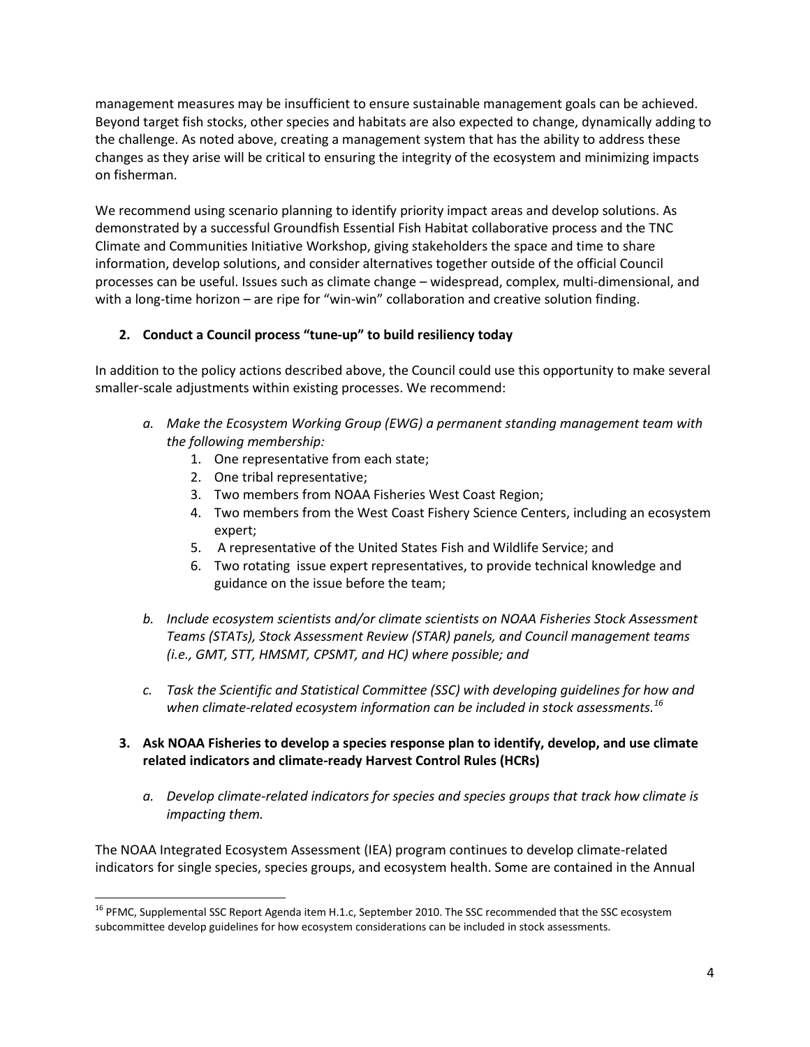management measures may be insufficient to ensure sustainable management goals can be achieved. Beyond target fish stocks, other species and habitats are also expected to change, dynamically adding to the challenge. As noted above, creating a management system that has the ability to address these changes as they arise will be critical to ensuring the integrity of the ecosystem and minimizing impacts on fisherman.

We recommend using scenario planning to identify priority impact areas and develop solutions. As demonstrated by a successful Groundfish Essential Fish Habitat collaborative process and the TNC Climate and Communities Initiative Workshop, giving stakeholders the space and time to share information, develop solutions, and consider alternatives together outside of the official Council processes can be useful. Issues such as climate change – widespread, complex, multi-dimensional, and with a long-time horizon – are ripe for "win-win" collaboration and creative solution finding.

**2. Conduct a Council process "tune-up" to build resiliency today**

In addition to the policy actions described above, the Council could use this opportunity to make several smaller-scale adjustments within existing processes. We recommend:

*a. Make the Ecosystem Working Group (EWG) a permanent standing management team with the following membership:*

1. One representative from each state;
2. One tribal representative;
3. Two members from NOAA Fisheries West Coast Region;
4. Two members from the West Coast Fishery Science Centers, including an ecosystem expert;
5. A representative of the United States Fish and Wildlife Service; and
6. Two rotating issue expert representatives, to provide technical knowledge and guidance on the issue before the team;

*b. Include ecosystem scientists and/or climate scientists on NOAA Fisheries Stock Assessment Teams (STATs), Stock Assessment Review (STAR) panels, and Council management teams (i.e., GMT, STT, HMSMT, CPSMT, and HC) where possible; and*

*c. Task the Scientific and Statistical Committee (SSC) with developing guidelines for how and when climate-related ecosystem information can be included in stock assessments.*[16]

**3. Ask NOAA Fisheries to develop a species response plan to identify, develop, and use climate related indicators and climate-ready Harvest Control Rules (HCRs)**

*a. Develop climate-related indicators for species and species groups that track how climate is impacting them.*

The NOAA Integrated Ecosystem Assessment (IEA) program continues to develop climate-related indicators for single species, species groups, and ecosystem health. Some are contained in the Annual

[16] PFMC, Supplemental SSC Report Agenda item H.1.c, September 2010. The SSC recommended that the SSC ecosystem subcommittee develop guidelines for how ecosystem considerations can be included in stock assessments.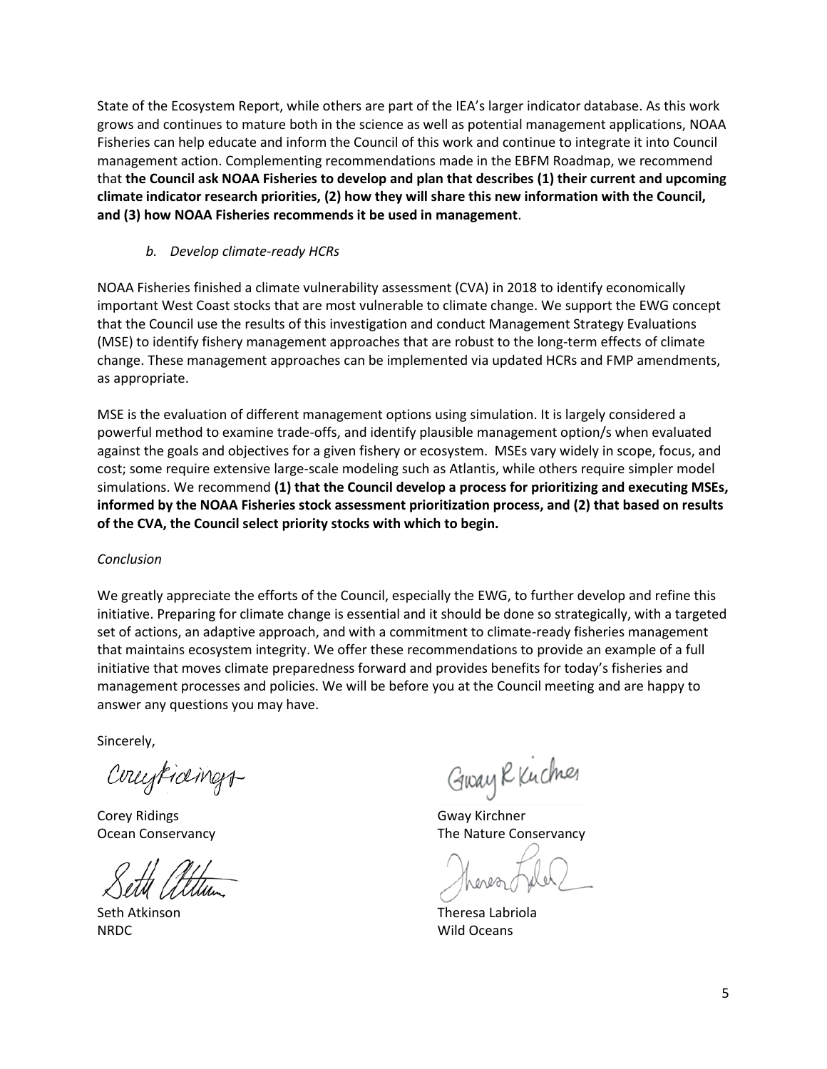State of the Ecosystem Report, while others are part of the IEA's larger indicator database. As this work grows and continues to mature both in the science as well as potential management applications, NOAA Fisheries can help educate and inform the Council of this work and continue to integrate it into Council management action. Complementing recommendations made in the EBFM Roadmap, we recommend that **the Council ask NOAA Fisheries to develop and plan that describes (1) their current and upcoming climate indicator research priorities, (2) how they will share this new information with the Council, and (3) how NOAA Fisheries recommends it be used in management**.

*b. Develop climate-ready HCRs*

NOAA Fisheries finished a climate vulnerability assessment (CVA) in 2018 to identify economically important West Coast stocks that are most vulnerable to climate change. We support the EWG concept that the Council use the results of this investigation and conduct Management Strategy Evaluations (MSE) to identify fishery management approaches that are robust to the long-term effects of climate change. These management approaches can be implemented via updated HCRs and FMP amendments, as appropriate.

MSE is the evaluation of different management options using simulation. It is largely considered a powerful method to examine trade-offs, and identify plausible management option/s when evaluated against the goals and objectives for a given fishery or ecosystem. MSEs vary widely in scope, focus, and cost; some require extensive large-scale modeling such as Atlantis, while others require simpler model simulations. We recommend **(1) that the Council develop a process for prioritizing and executing MSEs, informed by the NOAA Fisheries stock assessment prioritization process, and (2) that based on results of the CVA, the Council select priority stocks with which to begin.**

*Conclusion*

We greatly appreciate the efforts of the Council, especially the EWG, to further develop and refine this initiative. Preparing for climate change is essential and it should be done so strategically, with a targeted set of actions, an adaptive approach, and with a commitment to climate-ready fisheries management that maintains ecosystem integrity. We offer these recommendations to provide an example of a full initiative that moves climate preparedness forward and provides benefits for today's fisheries and management processes and policies. We will be before you at the Council meeting and are happy to answer any questions you may have.

Sincerely,

Corey Ridings
Ocean Conservancy

Gway Kirchner
The Nature Conservancy

Seth Atkinson
NRDC

Theresa Labriola
Wild Oceans